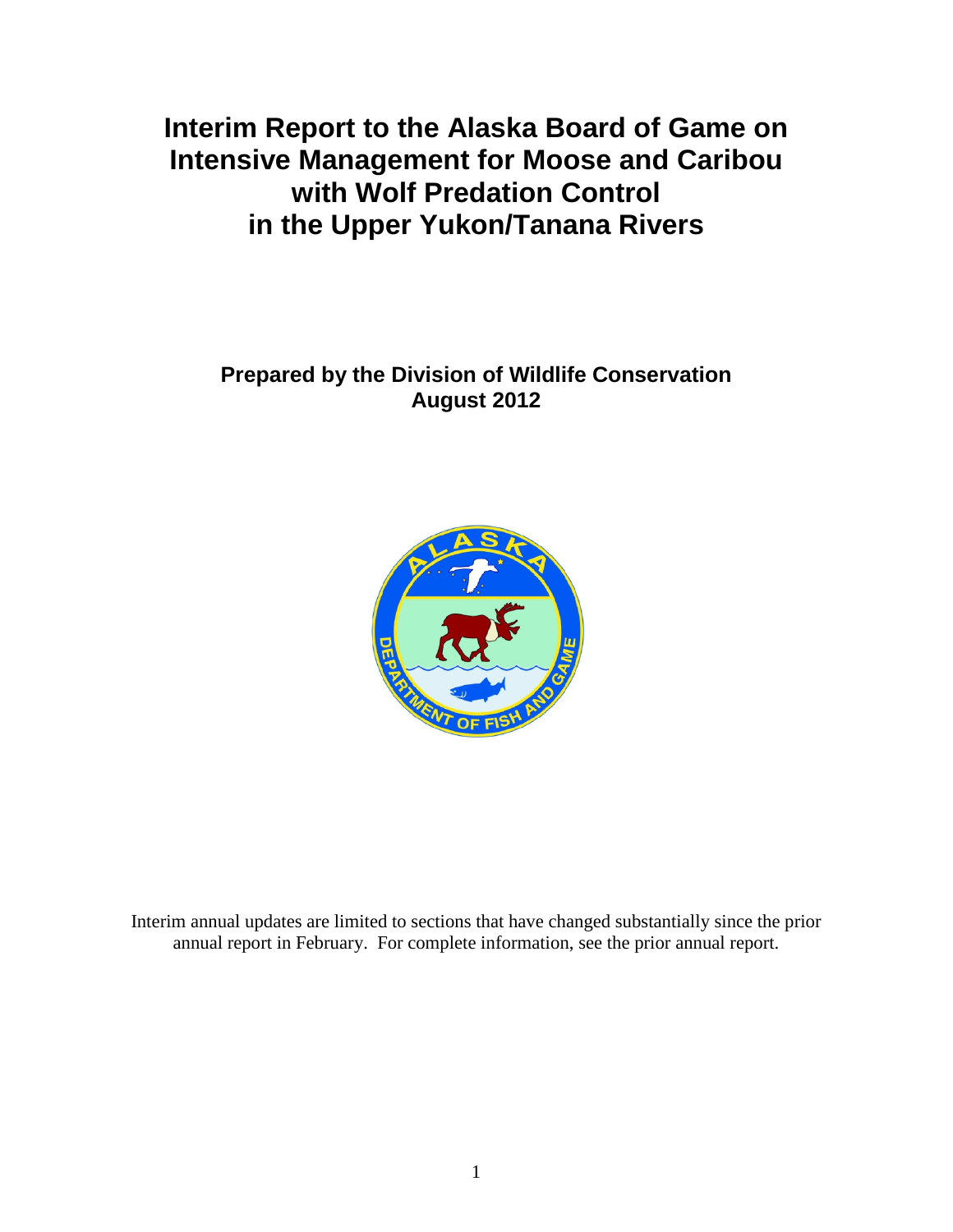# Interim Report to the Alaska Board of Game on Intensive Management for Moose and Caribou with Wolf Predation Control in the Upper Yukon/Tanana Rivers

**Prepared by the Division of Wildlife Conservation**
**August 2012**

Interim annual updates are limited to sections that have changed substantially since the prior annual report in February. For complete information, see the prior annual report.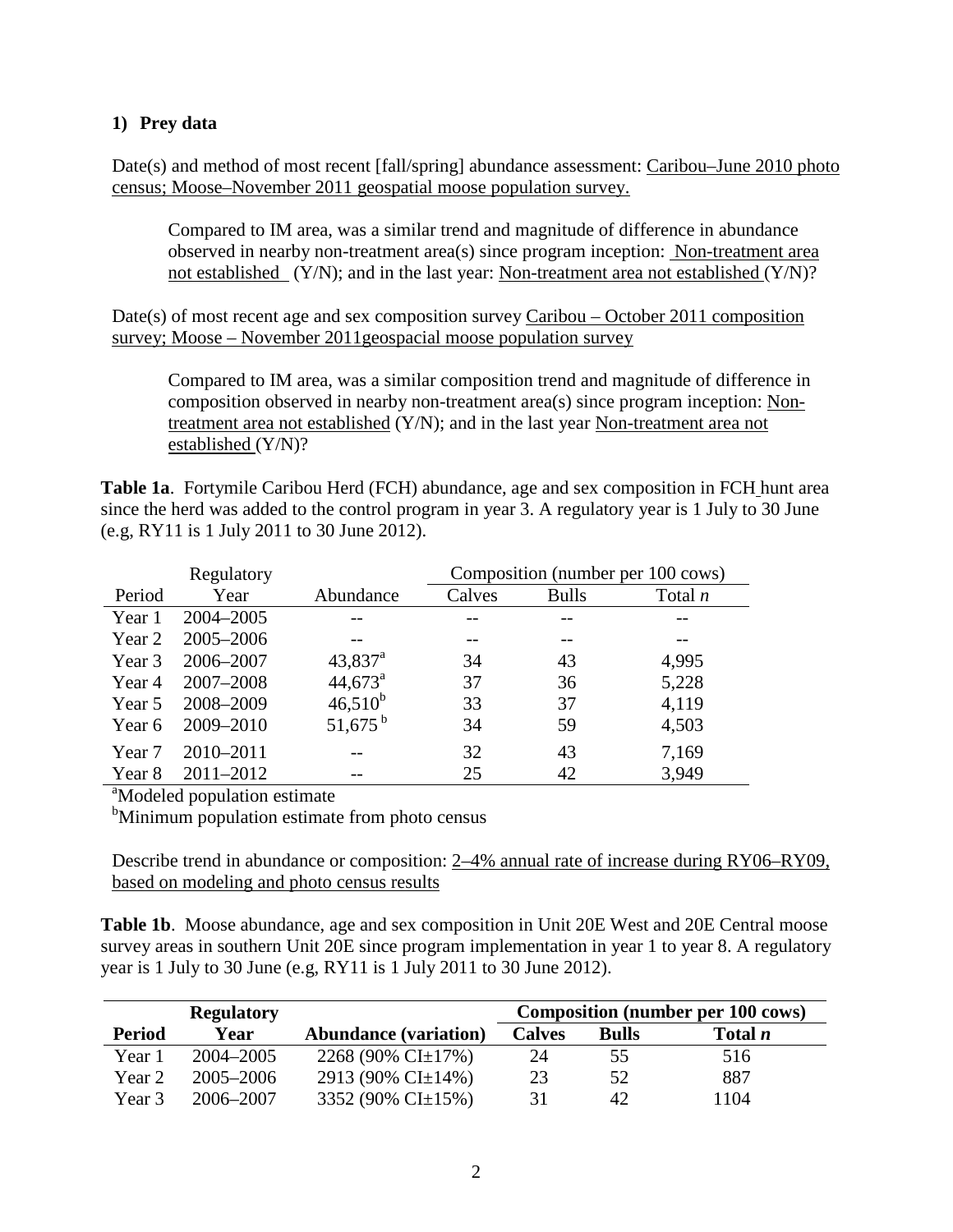## 1) Prey data

Date(s) and method of most recent [fall/spring] abundance assessment: Caribou–June 2010 photo census; Moose–November 2011 geospatial moose population survey.

> Compared to IM area, was a similar trend and magnitude of difference in abundance observed in nearby non-treatment area(s) since program inception: Non-treatment area not established (Y/N); and in the last year: Non-treatment area not established (Y/N)?

Date(s) of most recent age and sex composition survey Caribou – October 2011 composition survey; Moose – November 2011geospacial moose population survey

> Compared to IM area, was a similar composition trend and magnitude of difference in composition observed in nearby non-treatment area(s) since program inception: Non-treatment area not established (Y/N); and in the last year Non-treatment area not established (Y/N)?

**Table 1a**. Fortymile Caribou Herd (FCH) abundance, age and sex composition in FCH hunt area since the herd was added to the control program in year 3. A regulatory year is 1 July to 30 June (e.g, RY11 is 1 July 2011 to 30 June 2012).

| | Regulatory | | Composition (number per 100 cows) | | |
|---|---|---|---|---|---|
| Period | Year | Abundance | Calves | Bulls | Total *n* |
| Year 1 | 2004–2005 | -- | -- | -- | -- |
| Year 2 | 2005–2006 | -- | -- | -- | -- |
| Year 3 | 2006–2007 | 43,837[a] | 34 | 43 | 4,995 |
| Year 4 | 2007–2008 | 44,673[a] | 37 | 36 | 5,228 |
| Year 5 | 2008–2009 | 46,510[b] | 33 | 37 | 4,119 |
| Year 6 | 2009–2010 | 51,675[b] | 34 | 59 | 4,503 |
| Year 7 | 2010–2011 | -- | 32 | 43 | 7,169 |
| Year 8 | 2011–2012 | -- | 25 | 42 | 3,949 |

[a]Modeled population estimate
[b]Minimum population estimate from photo census

> Describe trend in abundance or composition: 2–4% annual rate of increase during RY06–RY09, based on modeling and photo census results

**Table 1b**. Moose abundance, age and sex composition in Unit 20E West and 20E Central moose survey areas in southern Unit 20E since program implementation in year 1 to year 8. A regulatory year is 1 July to 30 June (e.g, RY11 is 1 July 2011 to 30 June 2012).

| | **Regulatory** | | **Composition (number per 100 cows)** | | |
|---|---|---|---|---|---|
| **Period** | **Year** | **Abundance (variation)** | **Calves** | **Bulls** | **Total *n*** |
| Year 1 | 2004–2005 | 2268 (90% CI±17%) | 24 | 55 | 516 |
| Year 2 | 2005–2006 | 2913 (90% CI±14%) | 23 | 52 | 887 |
| Year 3 | 2006–2007 | 3352 (90% CI±15%) | 31 | 42 | 1104 |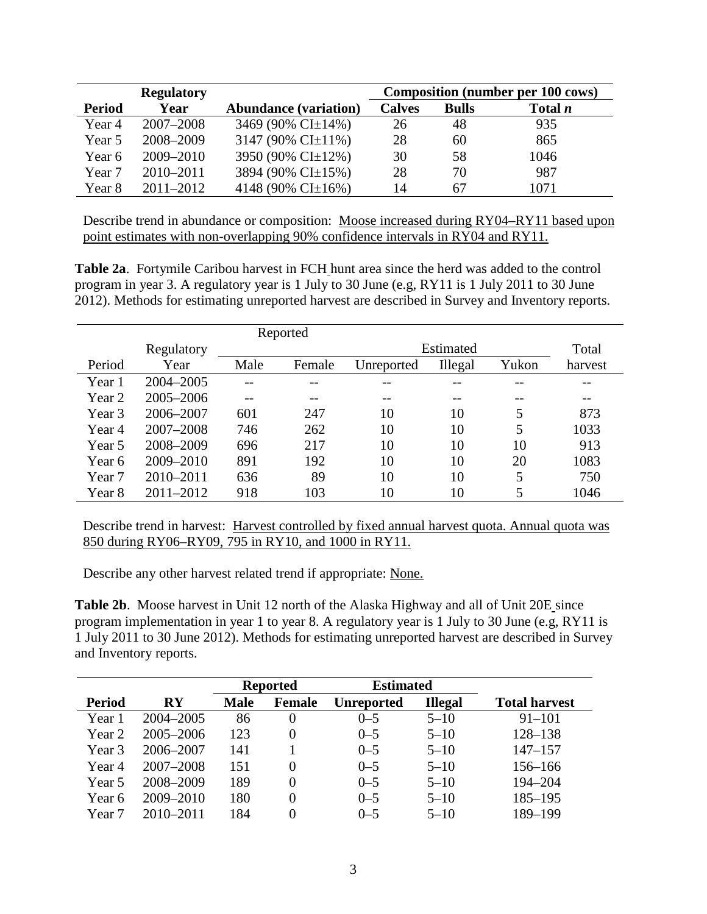| Period | Regulatory Year | Abundance (variation) | Composition (number per 100 cows) | | |
|---|---|---|---|---|---|
| | | | Calves | Bulls | Total *n* |
| Year 4 | 2007–2008 | 3469 (90% CI±14%) | 26 | 48 | 935 |
| Year 5 | 2008–2009 | 3147 (90% CI±11%) | 28 | 60 | 865 |
| Year 6 | 2009–2010 | 3950 (90% CI±12%) | 30 | 58 | 1046 |
| Year 7 | 2010–2011 | 3894 (90% CI±15%) | 28 | 70 | 987 |
| Year 8 | 2011–2012 | 4148 (90% CI±16%) | 14 | 67 | 1071 |

Describe trend in abundance or composition: Moose increased during RY04–RY11 based upon point estimates with non-overlapping 90% confidence intervals in RY04 and RY11.

**Table 2a**. Fortymile Caribou harvest in FCH hunt area since the herd was added to the control program in year 3. A regulatory year is 1 July to 30 June (e.g, RY11 is 1 July 2011 to 30 June 2012). Methods for estimating unreported harvest are described in Survey and Inventory reports.

| Period | Regulatory Year | Reported | | Estimated | | | Total harvest |
|---|---|---|---|---|---|---|---|
| | | Male | Female | Unreported | Illegal | Yukon | |
| Year 1 | 2004–2005 | -- | -- | -- | -- | -- | -- |
| Year 2 | 2005–2006 | -- | -- | -- | -- | -- | -- |
| Year 3 | 2006–2007 | 601 | 247 | 10 | 10 | 5 | 873 |
| Year 4 | 2007–2008 | 746 | 262 | 10 | 10 | 5 | 1033 |
| Year 5 | 2008–2009 | 696 | 217 | 10 | 10 | 10 | 913 |
| Year 6 | 2009–2010 | 891 | 192 | 10 | 10 | 20 | 1083 |
| Year 7 | 2010–2011 | 636 | 89 | 10 | 10 | 5 | 750 |
| Year 8 | 2011–2012 | 918 | 103 | 10 | 10 | 5 | 1046 |

Describe trend in harvest: Harvest controlled by fixed annual harvest quota. Annual quota was 850 during RY06–RY09, 795 in RY10, and 1000 in RY11.

Describe any other harvest related trend if appropriate: None.

**Table 2b**. Moose harvest in Unit 12 north of the Alaska Highway and all of Unit 20E since program implementation in year 1 to year 8. A regulatory year is 1 July to 30 June (e.g, RY11 is 1 July 2011 to 30 June 2012). Methods for estimating unreported harvest are described in Survey and Inventory reports.

| Period | RY | Reported | | Estimated | | Total harvest |
|---|---|---|---|---|---|---|
| | | Male | Female | Unreported | Illegal | |
| Year 1 | 2004–2005 | 86 | 0 | 0–5 | 5–10 | 91–101 |
| Year 2 | 2005–2006 | 123 | 0 | 0–5 | 5–10 | 128–138 |
| Year 3 | 2006–2007 | 141 | 1 | 0–5 | 5–10 | 147–157 |
| Year 4 | 2007–2008 | 151 | 0 | 0–5 | 5–10 | 156–166 |
| Year 5 | 2008–2009 | 189 | 0 | 0–5 | 5–10 | 194–204 |
| Year 6 | 2009–2010 | 180 | 0 | 0–5 | 5–10 | 185–195 |
| Year 7 | 2010–2011 | 184 | 0 | 0–5 | 5–10 | 189–199 |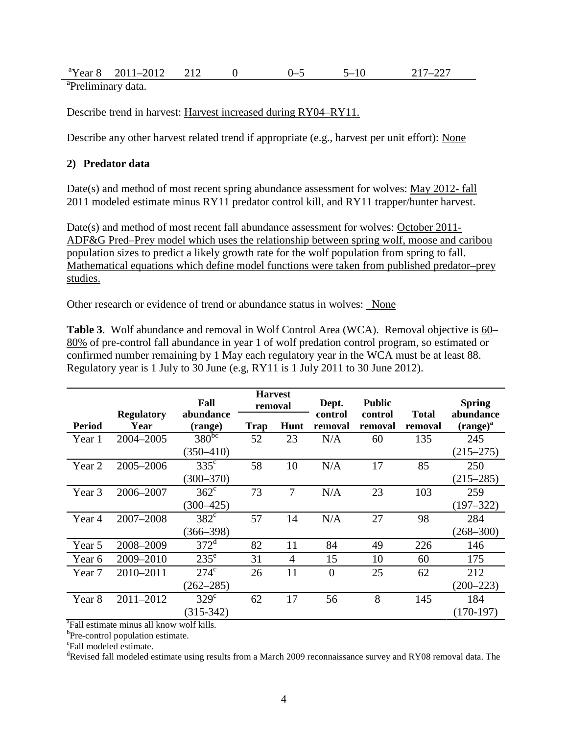| [a]Year 8 | 2011–2012 | 212 | 0 | 0–5 | 5–10 | 217–227 |
|---|---|---|---|---|---|---|

[a]Preliminary data.

Describe trend in harvest: Harvest increased during RY04–RY11.

Describe any other harvest related trend if appropriate (e.g., harvest per unit effort): None

**2) Predator data**

Date(s) and method of most recent spring abundance assessment for wolves: May 2012- fall 2011 modeled estimate minus RY11 predator control kill, and RY11 trapper/hunter harvest.

Date(s) and method of most recent fall abundance assessment for wolves: October 2011- ADF&G Pred–Prey model which uses the relationship between spring wolf, moose and caribou population sizes to predict a likely growth rate for the wolf population from spring to fall. Mathematical equations which define model functions were taken from published predator–prey studies.

Other research or evidence of trend or abundance status in wolves: None

**Table 3**. Wolf abundance and removal in Wolf Control Area (WCA). Removal objective is 60–80% of pre-control fall abundance in year 1 of wolf predation control program, so estimated or confirmed number remaining by 1 May each regulatory year in the WCA must be at least 88. Regulatory year is 1 July to 30 June (e.g, RY11 is 1 July 2011 to 30 June 2012).

| Period | Regulatory Year | Fall abundance (range) | Harvest removal | | Dept. control removal | Public control removal | Total removal | Spring abundance (range)[a] |
|---|---|---|---|---|---|---|---|---|
| | | | Trap | Hunt | | | | |
| Year 1 | 2004–2005 | 380[bc] (350–410) | 52 | 23 | N/A | 60 | 135 | 245 (215–275) |
| Year 2 | 2005–2006 | 335[c] (300–370) | 58 | 10 | N/A | 17 | 85 | 250 (215–285) |
| Year 3 | 2006–2007 | 362[c] (300–425) | 73 | 7 | N/A | 23 | 103 | 259 (197–322) |
| Year 4 | 2007–2008 | 382[c] (366–398) | 57 | 14 | N/A | 27 | 98 | 284 (268–300) |
| Year 5 | 2008–2009 | 372[d] | 82 | 11 | 84 | 49 | 226 | 146 |
| Year 6 | 2009–2010 | 235[e] | 31 | 4 | 15 | 10 | 60 | 175 |
| Year 7 | 2010–2011 | 274[c] (262–285) | 26 | 11 | 0 | 25 | 62 | 212 (200–223) |
| Year 8 | 2011–2012 | 329[c] (315-342) | 62 | 17 | 56 | 8 | 145 | 184 (170-197) |

[a]Fall estimate minus all know wolf kills.
[b]Pre-control population estimate.
[c]Fall modeled estimate.
[d]Revised fall modeled estimate using results from a March 2009 reconnaissance survey and RY08 removal data. The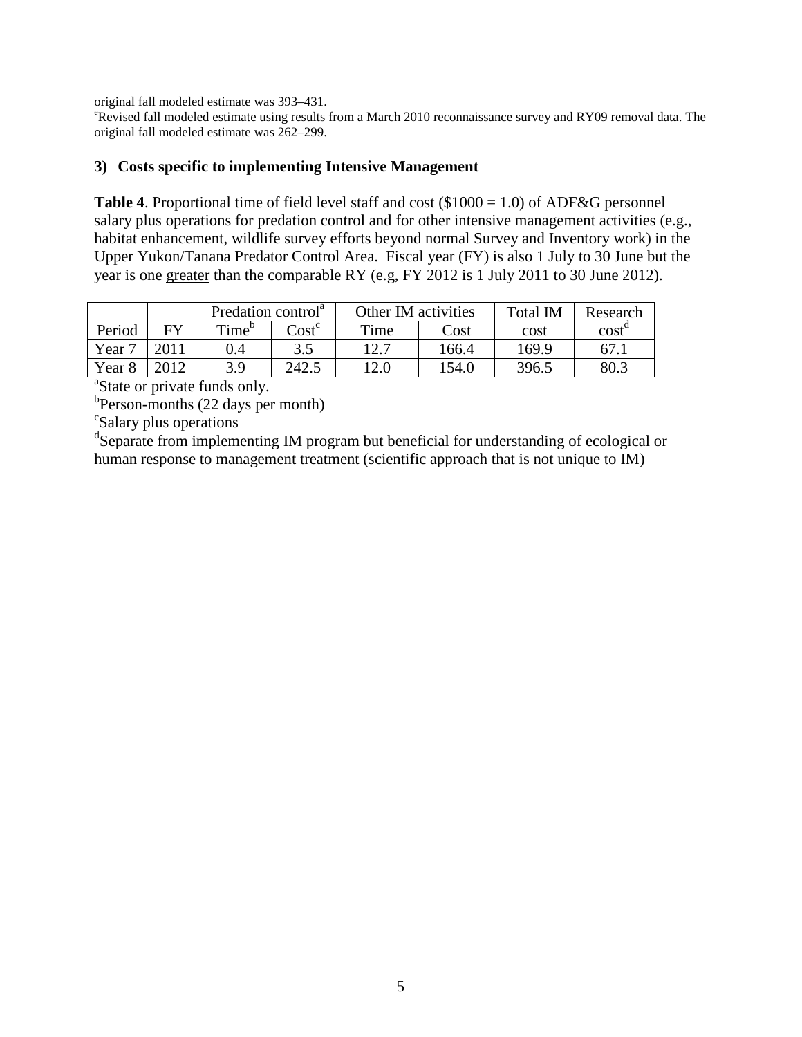original fall modeled estimate was 393–431.

[e]Revised fall modeled estimate using results from a March 2010 reconnaissance survey and RY09 removal data. The original fall modeled estimate was 262–299.

### 3) Costs specific to implementing Intensive Management

**Table 4**. Proportional time of field level staff and cost ($1000 = 1.0) of ADF&G personnel salary plus operations for predation control and for other intensive management activities (e.g., habitat enhancement, wildlife survey efforts beyond normal Survey and Inventory work) in the Upper Yukon/Tanana Predator Control Area. Fiscal year (FY) is also 1 July to 30 June but the year is one greater than the comparable RY (e.g, FY 2012 is 1 July 2011 to 30 June 2012).

| | | Predation control[a] | | Other IM activities | | Total IM | Research |
|---|---|---|---|---|---|---|---|
| Period | FY | Time[b] | Cost[c] | Time | Cost | cost | cost[d] |
| Year 7 | 2011 | 0.4 | 3.5 | 12.7 | 166.4 | 169.9 | 67.1 |
| Year 8 | 2012 | 3.9 | 242.5 | 12.0 | 154.0 | 396.5 | 80.3 |

[a]State or private funds only.

[b]Person-months (22 days per month)

[c]Salary plus operations

[d]Separate from implementing IM program but beneficial for understanding of ecological or human response to management treatment (scientific approach that is not unique to IM)